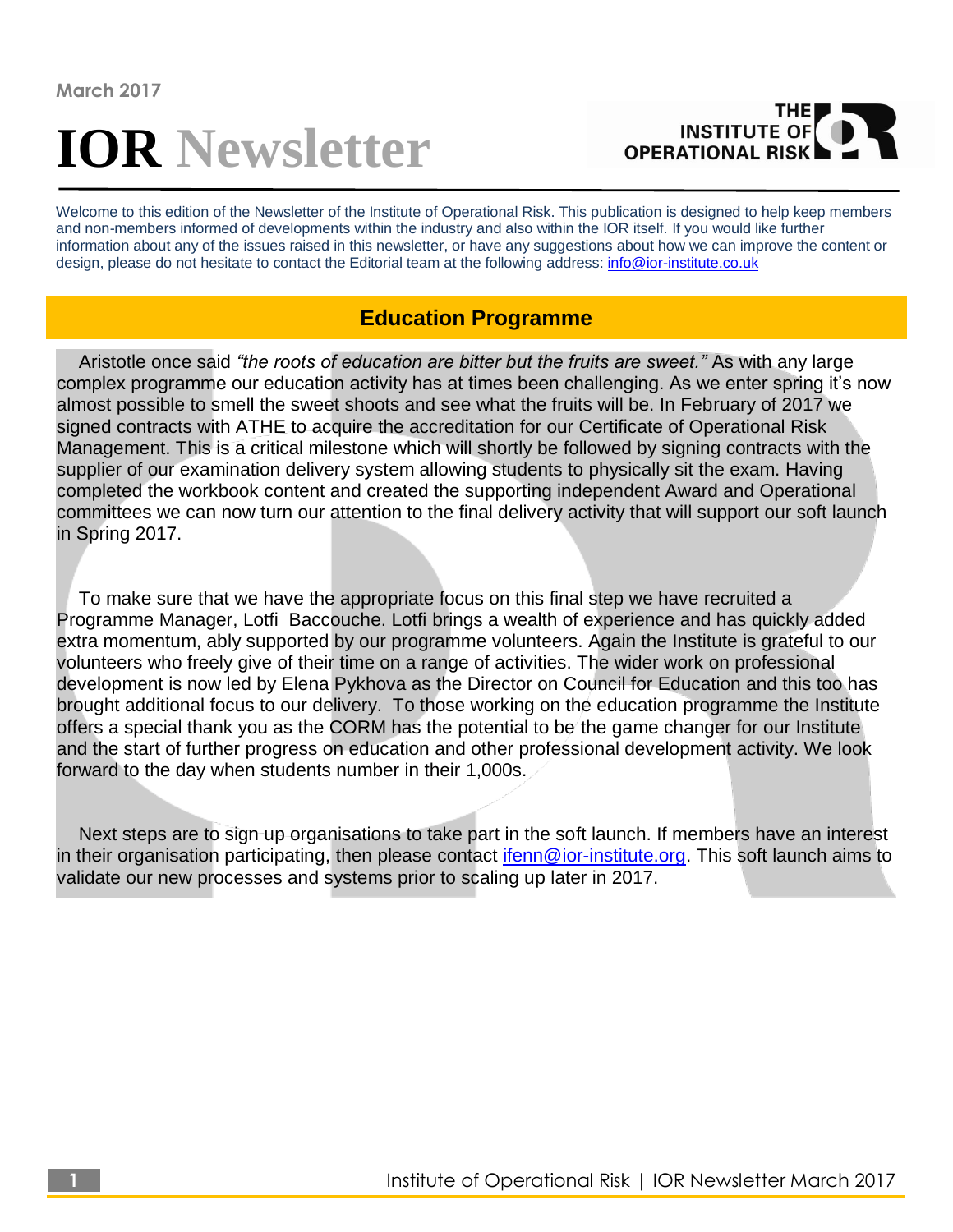March 2017

# IOR Newsletter

Welcome to this edition of the Newsletter of the Institute of Operational Risk. This publication is designed to help keep members and non-members informed of developments within the industry and also within the IOR itself. If you would like further information about any of the issues raised in this newsletter, or have any suggestions about how we can improve the content or design, please do not hesitate to contact the Editorial team at the following address: info@ior-institute.co.uk

## Education Programme

Aristotle once said *"the roots of education are bitter but the fruits are sweet."* As with any large complex programme our education activity has at times been challenging. As we enter spring it's now almost possible to smell the sweet shoots and see what the fruits will be. In February of 2017 we signed contracts with ATHE to acquire the accreditation for our Certificate of Operational Risk Management. This is a critical milestone which will shortly be followed by signing contracts with the supplier of our examination delivery system allowing students to physically sit the exam. Having completed the workbook content and created the supporting independent Award and Operational committees we can now turn our attention to the final delivery activity that will support our soft launch in Spring 2017.

To make sure that we have the appropriate focus on this final step we have recruited a Programme Manager, Lotfi Baccouche. Lotfi brings a wealth of experience and has quickly added extra momentum, ably supported by our programme volunteers. Again the Institute is grateful to our volunteers who freely give of their time on a range of activities. The wider work on professional development is now led by Elena Pykhova as the Director on Council for Education and this too has brought additional focus to our delivery. To those working on the education programme the Institute offers a special thank you as the CORM has the potential to be the game changer for our Institute and the start of further progress on education and other professional development activity. We look forward to the day when students number in their 1,000s.

Next steps are to sign up organisations to take part in the soft launch. If members have an interest in their organisation participating, then please contact ifenn@ior-institute.org. This soft launch aims to validate our new processes and systems prior to scaling up later in 2017.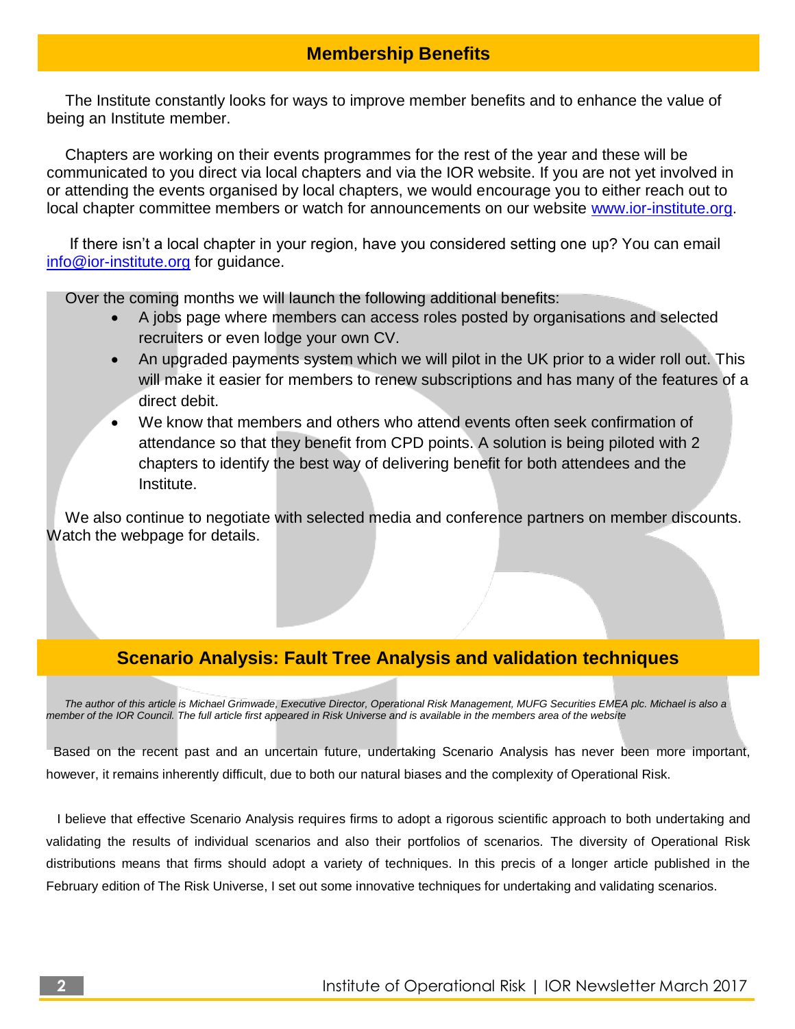## Membership Benefits

The Institute constantly looks for ways to improve member benefits and to enhance the value of being an Institute member.

Chapters are working on their events programmes for the rest of the year and these will be communicated to you direct via local chapters and via the IOR website. If you are not yet involved in or attending the events organised by local chapters, we would encourage you to either reach out to local chapter committee members or watch for announcements on our website [www.ior-institute.org](http://www.ior-institute.org).

If there isn't a local chapter in your region, have you considered setting one up? You can email [info@ior-institute.org](mailto:info@ior-institute.org) for guidance.

Over the coming months we will launch the following additional benefits:

- A jobs page where members can access roles posted by organisations and selected recruiters or even lodge your own CV.
- An upgraded payments system which we will pilot in the UK prior to a wider roll out. This will make it easier for members to renew subscriptions and has many of the features of a direct debit.
- We know that members and others who attend events often seek confirmation of attendance so that they benefit from CPD points. A solution is being piloted with 2 chapters to identify the best way of delivering benefit for both attendees and the Institute.

We also continue to negotiate with selected media and conference partners on member discounts. Watch the webpage for details.

## Scenario Analysis: Fault Tree Analysis and validation techniques

*The author of this article is Michael Grimwade, Executive Director, Operational Risk Management, MUFG Securities EMEA plc. Michael is also a member of the IOR Council. The full article first appeared in Risk Universe and is available in the members area of the website*

Based on the recent past and an uncertain future, undertaking Scenario Analysis has never been more important, however, it remains inherently difficult, due to both our natural biases and the complexity of Operational Risk.

I believe that effective Scenario Analysis requires firms to adopt a rigorous scientific approach to both undertaking and validating the results of individual scenarios and also their portfolios of scenarios. The diversity of Operational Risk distributions means that firms should adopt a variety of techniques. In this precis of a longer article published in the February edition of The Risk Universe, I set out some innovative techniques for undertaking and validating scenarios.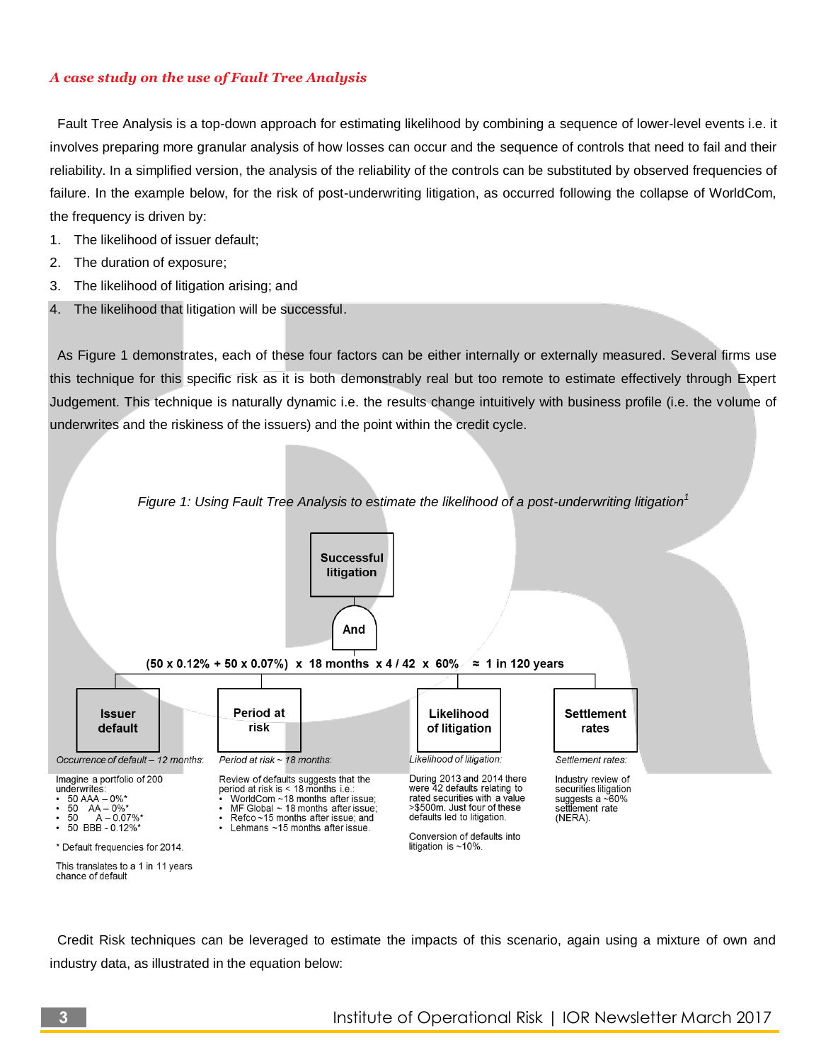*A case study on the use of Fault Tree Analysis*

Fault Tree Analysis is a top-down approach for estimating likelihood by combining a sequence of lower-level events i.e. it involves preparing more granular analysis of how losses can occur and the sequence of controls that need to fail and their reliability. In a simplified version, the analysis of the reliability of the controls can be substituted by observed frequencies of failure. In the example below, for the risk of post-underwriting litigation, as occurred following the collapse of WorldCom, the frequency is driven by:

1. The likelihood of issuer default;
2. The duration of exposure;
3. The likelihood of litigation arising; and
4. The likelihood that litigation will be successful.

As Figure 1 demonstrates, each of these four factors can be either internally or externally measured. Several firms use this technique for this specific risk as it is both demonstrably real but too remote to estimate effectively through Expert Judgement. This technique is naturally dynamic i.e. the results change intuitively with business profile (i.e. the volume of underwrites and the riskiness of the issuers) and the point within the credit cycle.

*Figure 1: Using Fault Tree Analysis to estimate the likelihood of a post-underwriting litigation*[1]

**Successful litigation**

**And**

**(50 x 0.12% + 50 x 0.07%) x 18 months x 4 / 42 x 60% ≈ 1 in 120 years**

**Issuer default**

*Occurrence of default – 12 months:*

Imagine a portfolio of 200 underwrites:
- 50 AAA – 0%*
- 50 AA – 0%*
- 50 A – 0.07%*
- 50 BBB - 0.12%*

\* Default frequencies for 2014.

This translates to a 1 in 11 years chance of default

**Period at risk**

*Period at risk ~ 18 months:*

Review of defaults suggests that the period at risk is < 18 months i.e.:
- WorldCom ~18 months after issue;
- MF Global ~ 18 months after issue;
- Refco ~15 months after issue; and
- Lehmans ~15 months after issue.

**Likelihood of litigation**

*Likelihood of litigation:*

During 2013 and 2014 there were 42 defaults relating to rated securities with a value >$500m. Just four of these defaults led to litigation.

Conversion of defaults into litigation is ~10%.

**Settlement rates**

*Settlement rates:*

Industry review of securities litigation suggests a ~60% settlement rate (NERA).

Credit Risk techniques can be leveraged to estimate the impacts of this scenario, again using a mixture of own and industry data, as illustrated in the equation below: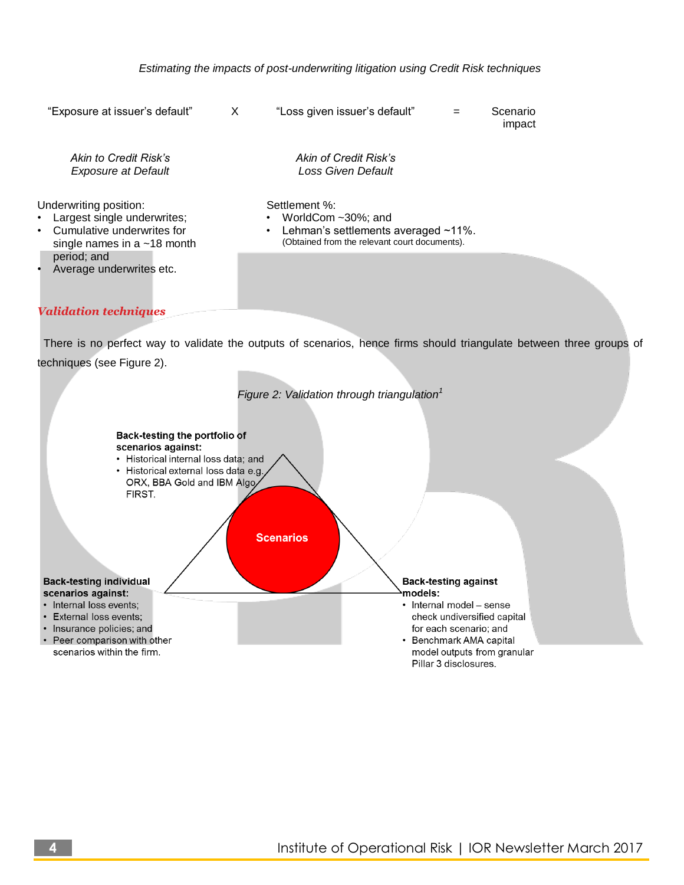*Estimating the impacts of post-underwriting litigation using Credit Risk techniques*

| "Exposure at issuer's default" | X | "Loss given issuer's default" | = | Scenario impact |
|---|---|---|---|---|
| *Akin to Credit Risk's Exposure at Default* | | *Akin of Credit Risk's Loss Given Default* | | |

Underwriting position:

- Largest single underwrites;
- Cumulative underwrites for single names in a ~18 month period; and
- Average underwrites etc.

Settlement %:

- WorldCom ~30%; and
- Lehman's settlements averaged ~11%.
  (Obtained from the relevant court documents).

## *Validation techniques*

There is no perfect way to validate the outputs of scenarios, hence firms should triangulate between three groups of techniques (see Figure 2).

*Figure 2: Validation through triangulation*[1]

**Back-testing the portfolio of scenarios against:**

- Historical internal loss data; and
- Historical external loss data e.g. ORX, BBA Gold and IBM Algo FIRST.

**Scenarios**

**Back-testing individual scenarios against:**

- Internal loss events;
- External loss events;
- Insurance policies; and
- Peer comparison with other scenarios within the firm.

**Back-testing against models:**

- Internal model – sense check undiversified capital for each scenario; and
- Benchmark AMA capital model outputs from granular Pillar 3 disclosures.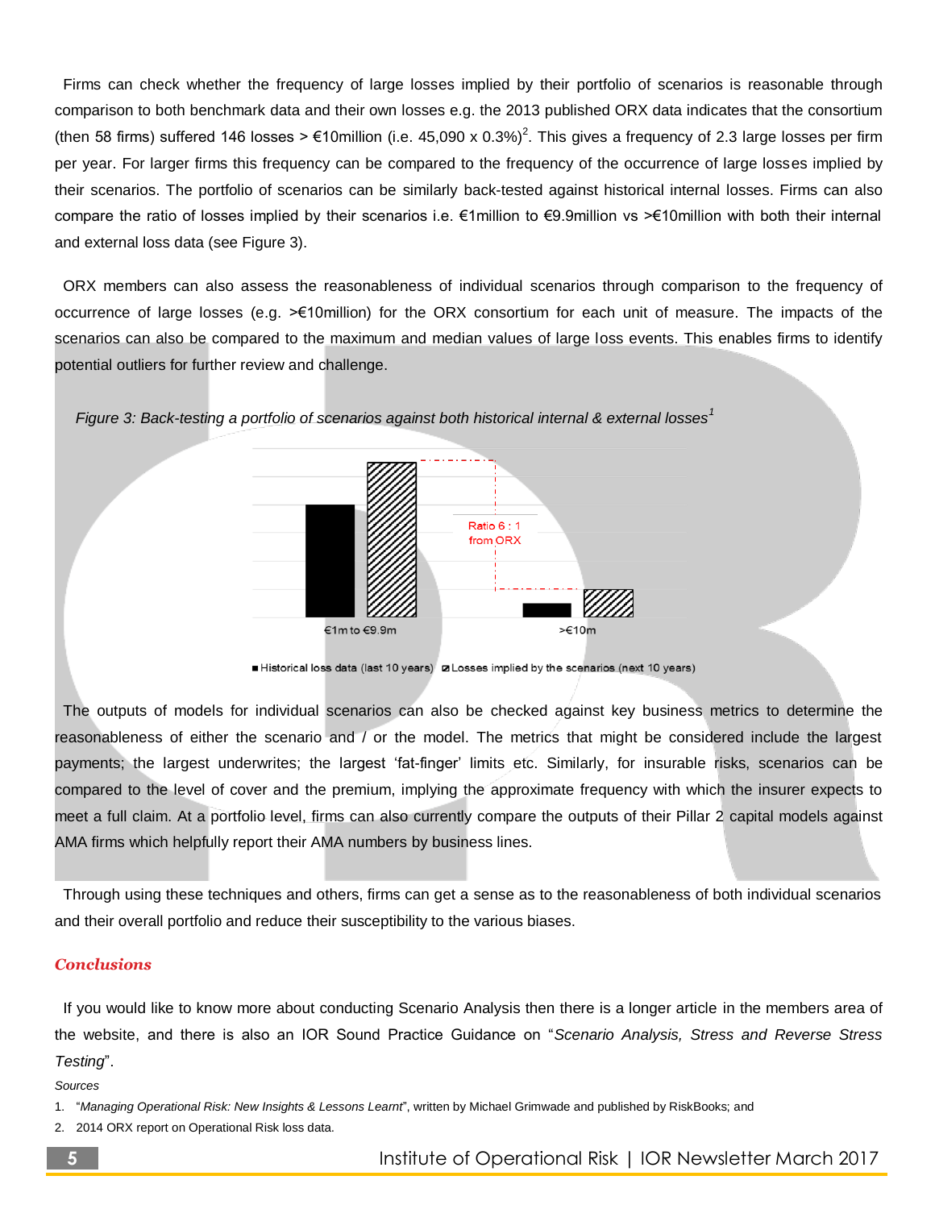Firms can check whether the frequency of large losses implied by their portfolio of scenarios is reasonable through comparison to both benchmark data and their own losses e.g. the 2013 published ORX data indicates that the consortium (then 58 firms) suffered 146 losses > €10million (i.e. 45,090 x 0.3%)[2]. This gives a frequency of 2.3 large losses per firm per year. For larger firms this frequency can be compared to the frequency of the occurrence of large losses implied by their scenarios. The portfolio of scenarios can be similarly back-tested against historical internal losses. Firms can also compare the ratio of losses implied by their scenarios i.e. €1million to €9.9million vs >€10million with both their internal and external loss data (see Figure 3).

ORX members can also assess the reasonableness of individual scenarios through comparison to the frequency of occurrence of large losses (e.g. >€10million) for the ORX consortium for each unit of measure. The impacts of the scenarios can also be compared to the maximum and median values of large loss events. This enables firms to identify potential outliers for further review and challenge.

*Figure 3: Back-testing a portfolio of scenarios against both historical internal & external losses[1]*

Ratio 6 : 1 from ORX

€1m to €9.9m | >€10m

■ Historical loss data (last 10 years) ▨ Losses implied by the scenarios (next 10 years)

The outputs of models for individual scenarios can also be checked against key business metrics to determine the reasonableness of either the scenario and / or the model. The metrics that might be considered include the largest payments; the largest underwrites; the largest 'fat-finger' limits etc. Similarly, for insurable risks, scenarios can be compared to the level of cover and the premium, implying the approximate frequency with which the insurer expects to meet a full claim. At a portfolio level, firms can also currently compare the outputs of their Pillar 2 capital models against AMA firms which helpfully report their AMA numbers by business lines.

Through using these techniques and others, firms can get a sense as to the reasonableness of both individual scenarios and their overall portfolio and reduce their susceptibility to the various biases.

## *Conclusions*

If you would like to know more about conducting Scenario Analysis then there is a longer article in the members area of the website, and there is also an IOR Sound Practice Guidance on "*Scenario Analysis, Stress and Reverse Stress Testing*".

*Sources*

1. "*Managing Operational Risk: New Insights & Lessons Learnt*", written by Michael Grimwade and published by RiskBooks; and
2. 2014 ORX report on Operational Risk loss data.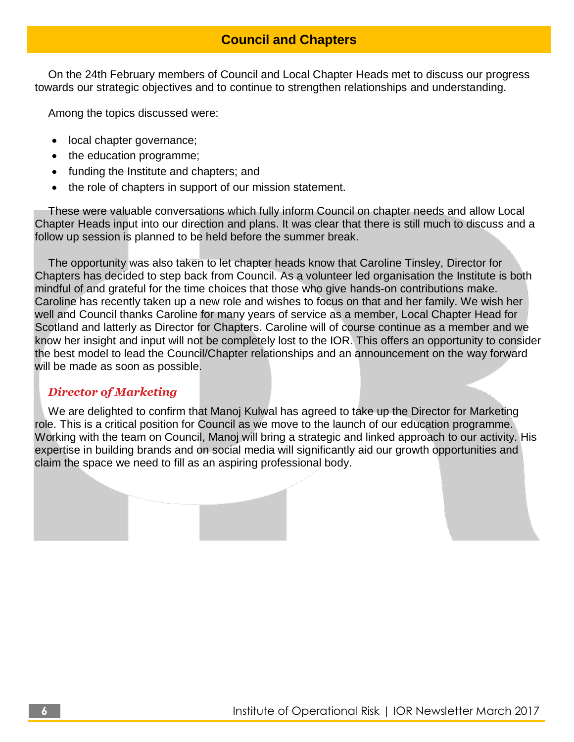## Council and Chapters

On the 24th February members of Council and Local Chapter Heads met to discuss our progress towards our strategic objectives and to continue to strengthen relationships and understanding.

Among the topics discussed were:

- local chapter governance;
- the education programme;
- funding the Institute and chapters; and
- the role of chapters in support of our mission statement.

These were valuable conversations which fully inform Council on chapter needs and allow Local Chapter Heads input into our direction and plans. It was clear that there is still much to discuss and a follow up session is planned to be held before the summer break.

The opportunity was also taken to let chapter heads know that Caroline Tinsley, Director for Chapters has decided to step back from Council. As a volunteer led organisation the Institute is both mindful of and grateful for the time choices that those who give hands-on contributions make. Caroline has recently taken up a new role and wishes to focus on that and her family. We wish her well and Council thanks Caroline for many years of service as a member, Local Chapter Head for Scotland and latterly as Director for Chapters. Caroline will of course continue as a member and we know her insight and input will not be completely lost to the IOR. This offers an opportunity to consider the best model to lead the Council/Chapter relationships and an announcement on the way forward will be made as soon as possible.

### *Director of Marketing*

We are delighted to confirm that Manoj Kulwal has agreed to take up the Director for Marketing role. This is a critical position for Council as we move to the launch of our education programme. Working with the team on Council, Manoj will bring a strategic and linked approach to our activity. His expertise in building brands and on social media will significantly aid our growth opportunities and claim the space we need to fill as an aspiring professional body.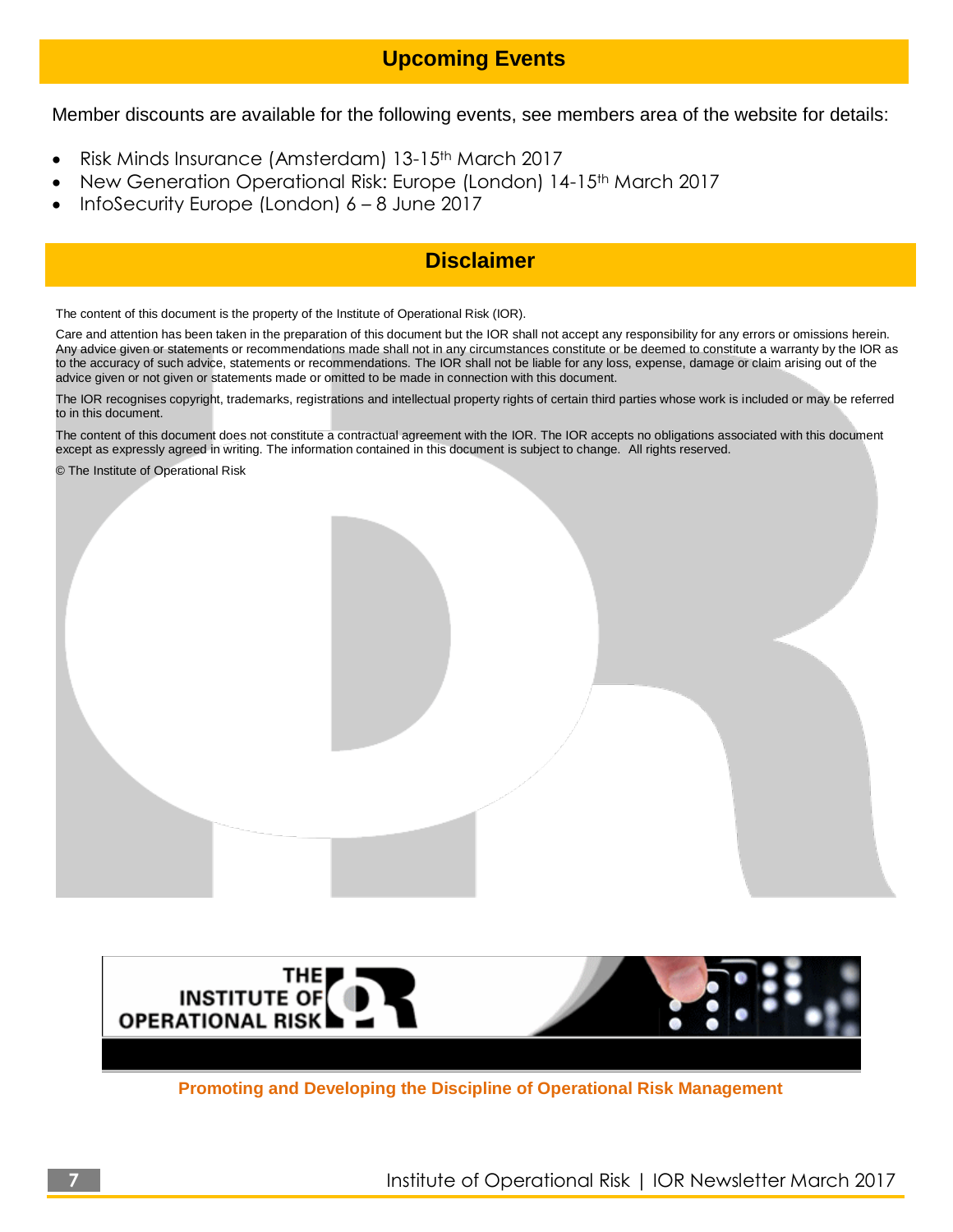## Upcoming Events

Member discounts are available for the following events, see members area of the website for details:

- Risk Minds Insurance (Amsterdam) 13-15th March 2017
- New Generation Operational Risk: Europe (London) 14-15th March 2017
- InfoSecurity Europe (London) 6 – 8 June 2017

## Disclaimer

The content of this document is the property of the Institute of Operational Risk (IOR).

Care and attention has been taken in the preparation of this document but the IOR shall not accept any responsibility for any errors or omissions herein. Any advice given or statements or recommendations made shall not in any circumstances constitute or be deemed to constitute a warranty by the IOR as to the accuracy of such advice, statements or recommendations. The IOR shall not be liable for any loss, expense, damage or claim arising out of the advice given or not given or statements made or omitted to be made in connection with this document.

The IOR recognises copyright, trademarks, registrations and intellectual property rights of certain third parties whose work is included or may be referred to in this document.

The content of this document does not constitute a contractual agreement with the IOR. The IOR accepts no obligations associated with this document except as expressly agreed in writing. The information contained in this document is subject to change. All rights reserved.

© The Institute of Operational Risk

THE INSTITUTE OF OPERATIONAL RISK

**Promoting and Developing the Discipline of Operational Risk Management**